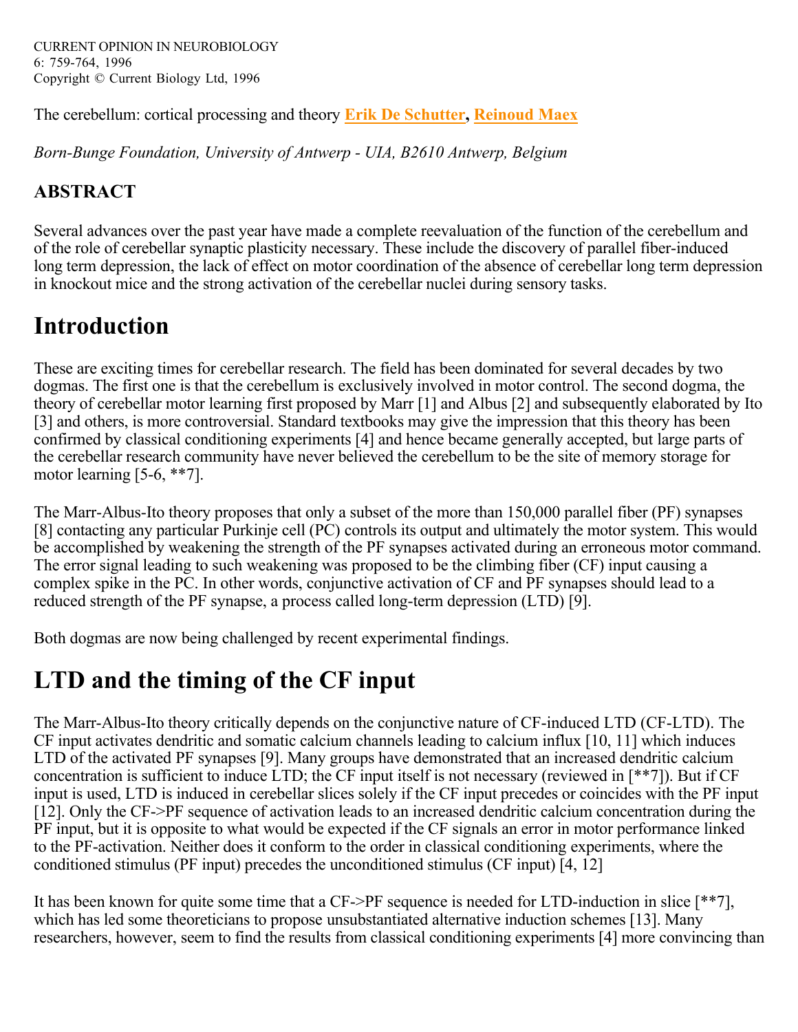CURRENT OPINION IN NEUROBIOLOGY
6: 759-764, 1996
Copyright © Current Biology Ltd, 1996

The cerebellum: cortical processing and theory **Erik De Schutter**, **Reinoud Maex**

*Born-Bunge Foundation, University of Antwerp - UIA, B2610 Antwerp, Belgium*

### ABSTRACT

Several advances over the past year have made a complete reevaluation of the function of the cerebellum and of the role of cerebellar synaptic plasticity necessary. These include the discovery of parallel fiber-induced long term depression, the lack of effect on motor coordination of the absence of cerebellar long term depression in knockout mice and the strong activation of the cerebellar nuclei during sensory tasks.

# Introduction

These are exciting times for cerebellar research. The field has been dominated for several decades by two dogmas. The first one is that the cerebellum is exclusively involved in motor control. The second dogma, the theory of cerebellar motor learning first proposed by Marr [1] and Albus [2] and subsequently elaborated by Ito [3] and others, is more controversial. Standard textbooks may give the impression that this theory has been confirmed by classical conditioning experiments [4] and hence became generally accepted, but large parts of the cerebellar research community have never believed the cerebellum to be the site of memory storage for motor learning [5-6, **7].

The Marr-Albus-Ito theory proposes that only a subset of the more than 150,000 parallel fiber (PF) synapses [8] contacting any particular Purkinje cell (PC) controls its output and ultimately the motor system. This would be accomplished by weakening the strength of the PF synapses activated during an erroneous motor command. The error signal leading to such weakening was proposed to be the climbing fiber (CF) input causing a complex spike in the PC. In other words, conjunctive activation of CF and PF synapses should lead to a reduced strength of the PF synapse, a process called long-term depression (LTD) [9].

Both dogmas are now being challenged by recent experimental findings.

# LTD and the timing of the CF input

The Marr-Albus-Ito theory critically depends on the conjunctive nature of CF-induced LTD (CF-LTD). The CF input activates dendritic and somatic calcium channels leading to calcium influx [10, 11] which induces LTD of the activated PF synapses [9]. Many groups have demonstrated that an increased dendritic calcium concentration is sufficient to induce LTD; the CF input itself is not necessary (reviewed in [**7]). But if CF input is used, LTD is induced in cerebellar slices solely if the CF input precedes or coincides with the PF input [12]. Only the CF->PF sequence of activation leads to an increased dendritic calcium concentration during the PF input, but it is opposite to what would be expected if the CF signals an error in motor performance linked to the PF-activation. Neither does it conform to the order in classical conditioning experiments, where the conditioned stimulus (PF input) precedes the unconditioned stimulus (CF input) [4, 12]

It has been known for quite some time that a CF->PF sequence is needed for LTD-induction in slice [**7], which has led some theoreticians to propose unsubstantiated alternative induction schemes [13]. Many researchers, however, seem to find the results from classical conditioning experiments [4] more convincing than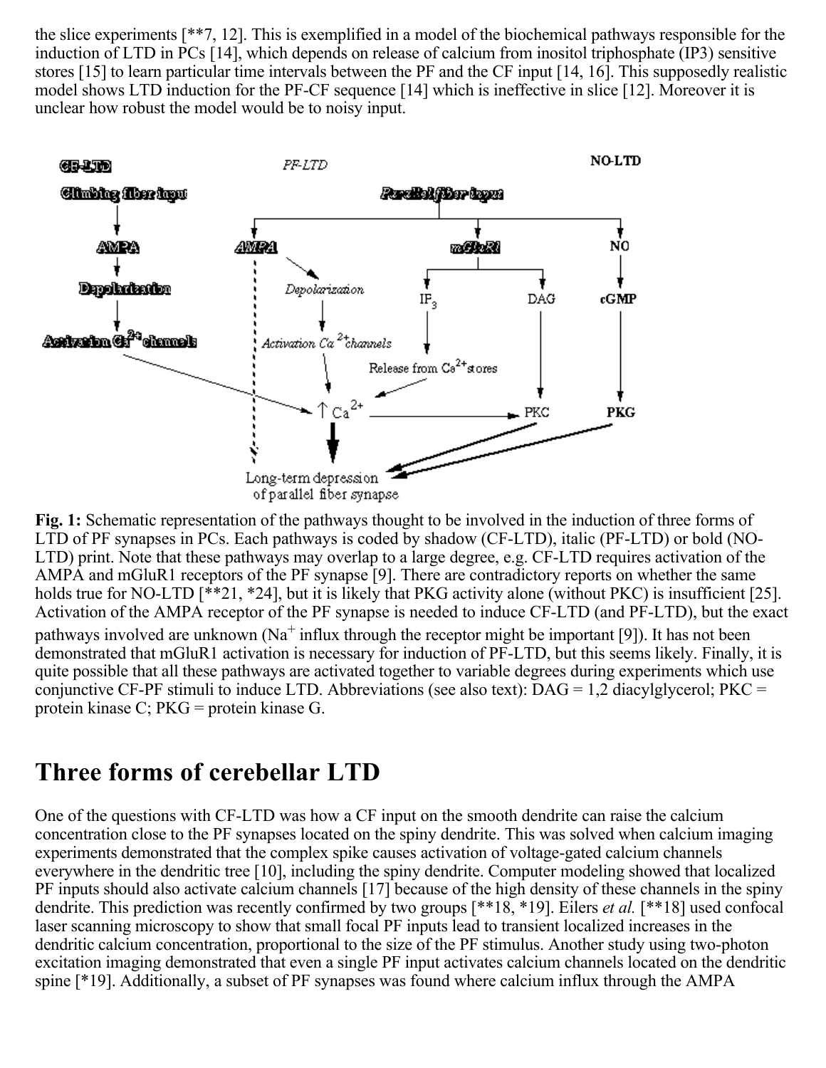the slice experiments [**7, 12]. This is exemplified in a model of the biochemical pathways responsible for the induction of LTD in PCs [14], which depends on release of calcium from inositol triphosphate (IP3) sensitive stores [15] to learn particular time intervals between the PF and the CF input [14, 16]. This supposedly realistic model shows LTD induction for the PF-CF sequence [14] which is ineffective in slice [12]. Moreover it is unclear how robust the model would be to noisy input.

**Fig. 1:** Schematic representation of the pathways thought to be involved in the induction of three forms of LTD of PF synapses in PCs. Each pathways is coded by shadow (CF-LTD), italic (PF-LTD) or bold (NO-LTD) print. Note that these pathways may overlap to a large degree, e.g. CF-LTD requires activation of the AMPA and mGluR1 receptors of the PF synapse [9]. There are contradictory reports on whether the same holds true for NO-LTD [**21, *24], but it is likely that PKG activity alone (without PKC) is insufficient [25]. Activation of the AMPA receptor of the PF synapse is needed to induce CF-LTD (and PF-LTD), but the exact pathways involved are unknown ($Na^+$ influx through the receptor might be important [9]). It has not been demonstrated that mGluR1 activation is necessary for induction of PF-LTD, but this seems likely. Finally, it is quite possible that all these pathways are activated together to variable degrees during experiments which use conjunctive CF-PF stimuli to induce LTD. Abbreviations (see also text): DAG = 1,2 diacylglycerol; PKC = protein kinase C; PKG = protein kinase G.

## Three forms of cerebellar LTD

One of the questions with CF-LTD was how a CF input on the smooth dendrite can raise the calcium concentration close to the PF synapses located on the spiny dendrite. This was solved when calcium imaging experiments demonstrated that the complex spike causes activation of voltage-gated calcium channels everywhere in the dendritic tree [10], including the spiny dendrite. Computer modeling showed that localized PF inputs should also activate calcium channels [17] because of the high density of these channels in the spiny dendrite. This prediction was recently confirmed by two groups [**18, *19]. Eilers *et al.* [**18] used confocal laser scanning microscopy to show that small focal PF inputs lead to transient localized increases in the dendritic calcium concentration, proportional to the size of the PF stimulus. Another study using two-photon excitation imaging demonstrated that even a single PF input activates calcium channels located on the dendritic spine [*19]. Additionally, a subset of PF synapses was found where calcium influx through the AMPA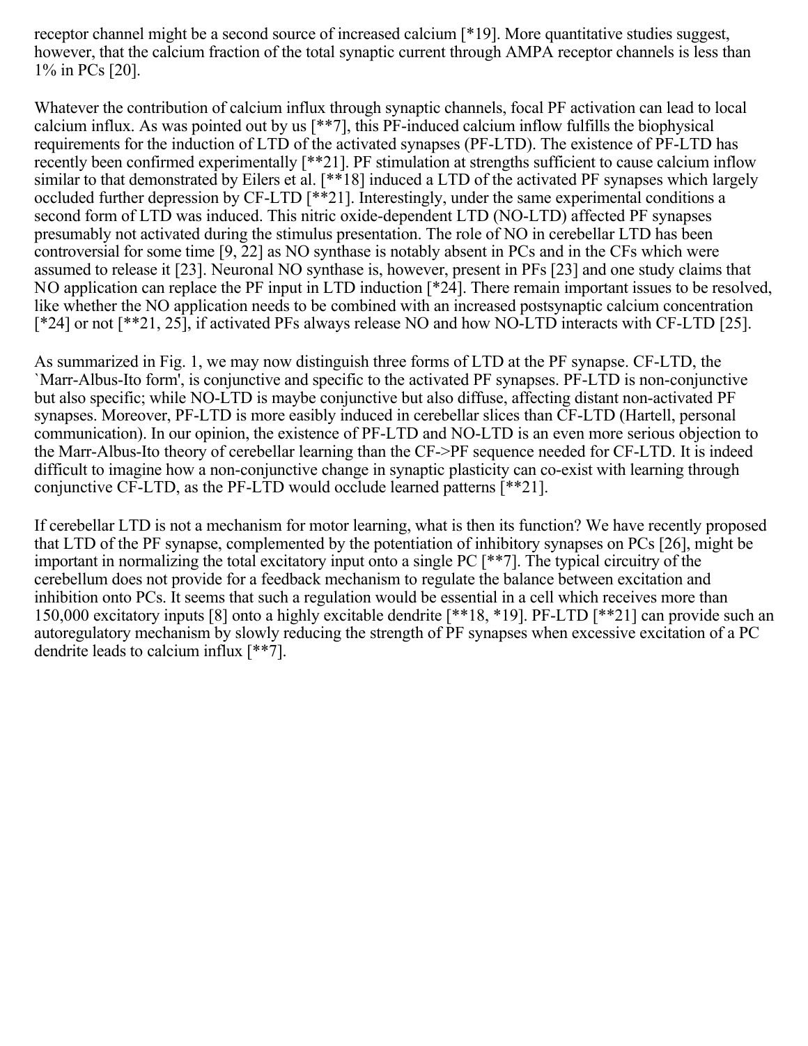receptor channel might be a second source of increased calcium [*19]. More quantitative studies suggest, however, that the calcium fraction of the total synaptic current through AMPA receptor channels is less than 1% in PCs [20].

Whatever the contribution of calcium influx through synaptic channels, focal PF activation can lead to local calcium influx. As was pointed out by us [**7], this PF-induced calcium inflow fulfills the biophysical requirements for the induction of LTD of the activated synapses (PF-LTD). The existence of PF-LTD has recently been confirmed experimentally [**21]. PF stimulation at strengths sufficient to cause calcium inflow similar to that demonstrated by Eilers et al. [**18] induced a LTD of the activated PF synapses which largely occluded further depression by CF-LTD [**21]. Interestingly, under the same experimental conditions a second form of LTD was induced. This nitric oxide-dependent LTD (NO-LTD) affected PF synapses presumably not activated during the stimulus presentation. The role of NO in cerebellar LTD has been controversial for some time [9, 22] as NO synthase is notably absent in PCs and in the CFs which were assumed to release it [23]. Neuronal NO synthase is, however, present in PFs [23] and one study claims that NO application can replace the PF input in LTD induction [*24]. There remain important issues to be resolved, like whether the NO application needs to be combined with an increased postsynaptic calcium concentration [*24] or not [**21, 25], if activated PFs always release NO and how NO-LTD interacts with CF-LTD [25].

As summarized in Fig. 1, we may now distinguish three forms of LTD at the PF synapse. CF-LTD, the `Marr-Albus-Ito form', is conjunctive and specific to the activated PF synapses. PF-LTD is non-conjunctive but also specific; while NO-LTD is maybe conjunctive but also diffuse, affecting distant non-activated PF synapses. Moreover, PF-LTD is more easily induced in cerebellar slices than CF-LTD (Hartell, personal communication). In our opinion, the existence of PF-LTD and NO-LTD is an even more serious objection to the Marr-Albus-Ito theory of cerebellar learning than the CF->PF sequence needed for CF-LTD. It is indeed difficult to imagine how a non-conjunctive change in synaptic plasticity can co-exist with learning through conjunctive CF-LTD, as the PF-LTD would occlude learned patterns [**21].

If cerebellar LTD is not a mechanism for motor learning, what is then its function? We have recently proposed that LTD of the PF synapse, complemented by the potentiation of inhibitory synapses on PCs [26], might be important in normalizing the total excitatory input onto a single PC [**7]. The typical circuitry of the cerebellum does not provide for a feedback mechanism to regulate the balance between excitation and inhibition onto PCs. It seems that such a regulation would be essential in a cell which receives more than 150,000 excitatory inputs [8] onto a highly excitable dendrite [**18, *19]. PF-LTD [**21] can provide such an autoregulatory mechanism by slowly reducing the strength of PF synapses when excessive excitation of a PC dendrite leads to calcium influx [**7].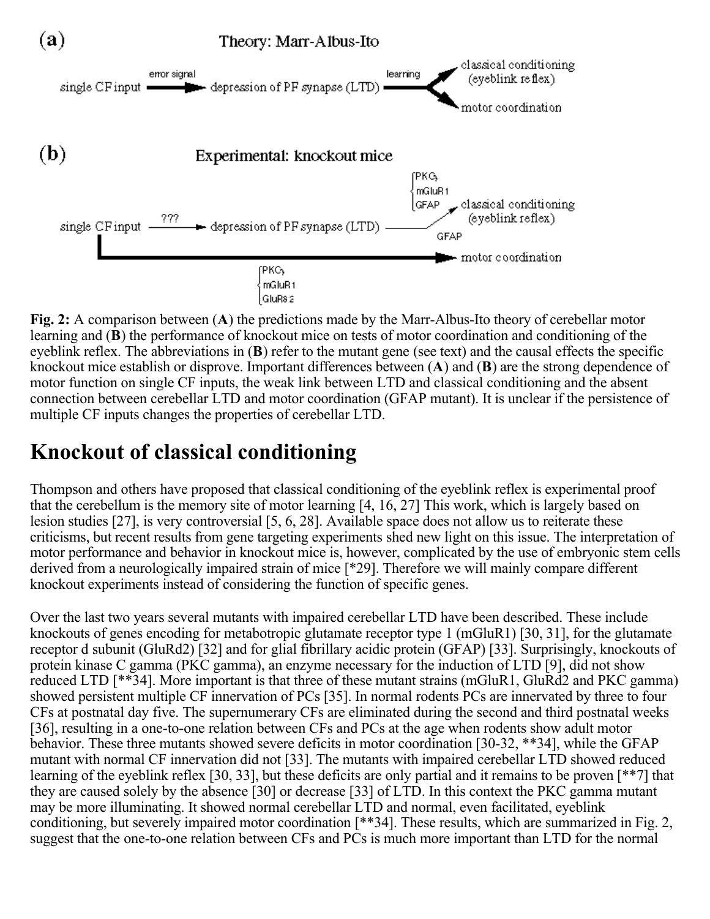Fig. 2: A comparison between (**A**) the predictions made by the Marr-Albus-Ito theory of cerebellar motor learning and (**B**) the performance of knockout mice on tests of motor coordination and conditioning of the eyeblink reflex. The abbreviations in (**B**) refer to the mutant gene (see text) and the causal effects the specific knockout mice establish or disprove. Important differences between (**A**) and (**B**) are the strong dependence of motor function on single CF inputs, the weak link between LTD and classical conditioning and the absent connection between cerebellar LTD and motor coordination (GFAP mutant). It is unclear if the persistence of multiple CF inputs changes the properties of cerebellar LTD.

## Knockout of classical conditioning

Thompson and others have proposed that classical conditioning of the eyeblink reflex is experimental proof that the cerebellum is the memory site of motor learning [4, 16, 27] This work, which is largely based on lesion studies [27], is very controversial [5, 6, 28]. Available space does not allow us to reiterate these criticisms, but recent results from gene targeting experiments shed new light on this issue. The interpretation of motor performance and behavior in knockout mice is, however, complicated by the use of embryonic stem cells derived from a neurologically impaired strain of mice [*29]. Therefore we will mainly compare different knockout experiments instead of considering the function of specific genes.

Over the last two years several mutants with impaired cerebellar LTD have been described. These include knockouts of genes encoding for metabotropic glutamate receptor type 1 (mGluR1) [30, 31], for the glutamate receptor d subunit (GluRd2) [32] and for glial fibrillary acidic protein (GFAP) [33]. Surprisingly, knockouts of protein kinase C gamma (PKC gamma), an enzyme necessary for the induction of LTD [9], did not show reduced LTD [**34]. More important is that three of these mutant strains (mGluR1, GluRd2 and PKC gamma) showed persistent multiple CF innervation of PCs [35]. In normal rodents PCs are innervated by three to four CFs at postnatal day five. The supernumerary CFs are eliminated during the second and third postnatal weeks [36], resulting in a one-to-one relation between CFs and PCs at the age when rodents show adult motor behavior. These three mutants showed severe deficits in motor coordination [30-32, **34], while the GFAP mutant with normal CF innervation did not [33]. The mutants with impaired cerebellar LTD showed reduced learning of the eyeblink reflex [30, 33], but these deficits are only partial and it remains to be proven [**7] that they are caused solely by the absence [30] or decrease [33] of LTD. In this context the PKC gamma mutant may be more illuminating. It showed normal cerebellar LTD and normal, even facilitated, eyeblink conditioning, but severely impaired motor coordination [**34]. These results, which are summarized in Fig. 2, suggest that the one-to-one relation between CFs and PCs is much more important than LTD for the normal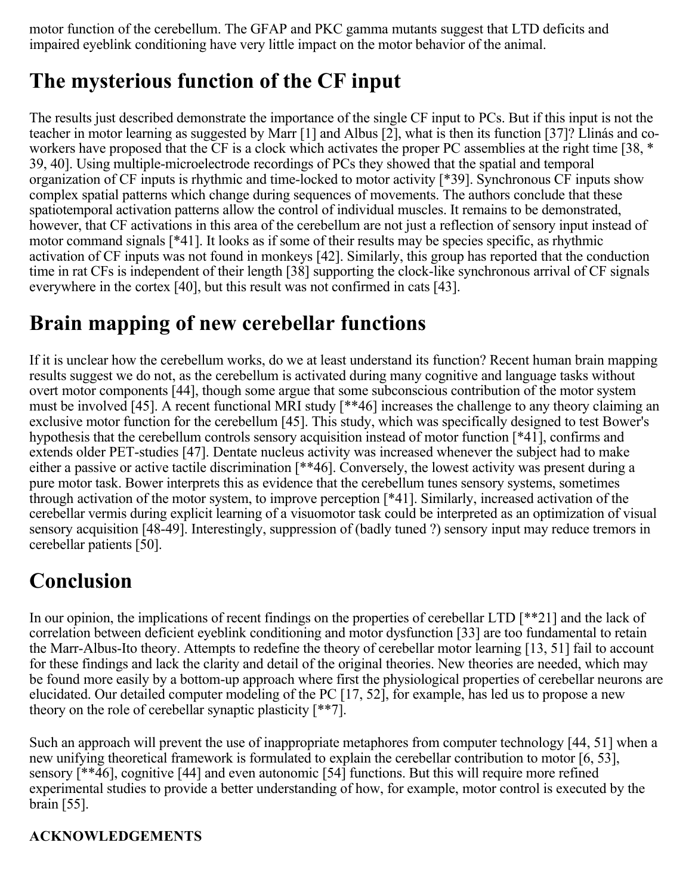motor function of the cerebellum. The GFAP and PKC gamma mutants suggest that LTD deficits and impaired eyeblink conditioning have very little impact on the motor behavior of the animal.

# The mysterious function of the CF input

The results just described demonstrate the importance of the single CF input to PCs. But if this input is not the teacher in motor learning as suggested by Marr [1] and Albus [2], what is then its function [37]? Llinás and co-workers have proposed that the CF is a clock which activates the proper PC assemblies at the right time [38, * 39, 40]. Using multiple-microelectrode recordings of PCs they showed that the spatial and temporal organization of CF inputs is rhythmic and time-locked to motor activity [*39]. Synchronous CF inputs show complex spatial patterns which change during sequences of movements. The authors conclude that these spatiotemporal activation patterns allow the control of individual muscles. It remains to be demonstrated, however, that CF activations in this area of the cerebellum are not just a reflection of sensory input instead of motor command signals [*41]. It looks as if some of their results may be species specific, as rhythmic activation of CF inputs was not found in monkeys [42]. Similarly, this group has reported that the conduction time in rat CFs is independent of their length [38] supporting the clock-like synchronous arrival of CF signals everywhere in the cortex [40], but this result was not confirmed in cats [43].

# Brain mapping of new cerebellar functions

If it is unclear how the cerebellum works, do we at least understand its function? Recent human brain mapping results suggest we do not, as the cerebellum is activated during many cognitive and language tasks without overt motor components [44], though some argue that some subconscious contribution of the motor system must be involved [45]. A recent functional MRI study [**46] increases the challenge to any theory claiming an exclusive motor function for the cerebellum [45]. This study, which was specifically designed to test Bower's hypothesis that the cerebellum controls sensory acquisition instead of motor function [*41], confirms and extends older PET-studies [47]. Dentate nucleus activity was increased whenever the subject had to make either a passive or active tactile discrimination [**46]. Conversely, the lowest activity was present during a pure motor task. Bower interprets this as evidence that the cerebellum tunes sensory systems, sometimes through activation of the motor system, to improve perception [*41]. Similarly, increased activation of the cerebellar vermis during explicit learning of a visuomotor task could be interpreted as an optimization of visual sensory acquisition [48-49]. Interestingly, suppression of (badly tuned ?) sensory input may reduce tremors in cerebellar patients [50].

# Conclusion

In our opinion, the implications of recent findings on the properties of cerebellar LTD [**21] and the lack of correlation between deficient eyeblink conditioning and motor dysfunction [33] are too fundamental to retain the Marr-Albus-Ito theory. Attempts to redefine the theory of cerebellar motor learning [13, 51] fail to account for these findings and lack the clarity and detail of the original theories. New theories are needed, which may be found more easily by a bottom-up approach where first the physiological properties of cerebellar neurons are elucidated. Our detailed computer modeling of the PC [17, 52], for example, has led us to propose a new theory on the role of cerebellar synaptic plasticity [**7].

Such an approach will prevent the use of inappropriate metaphores from computer technology [44, 51] when a new unifying theoretical framework is formulated to explain the cerebellar contribution to motor [6, 53], sensory [**46], cognitive [44] and even autonomic [54] functions. But this will require more refined experimental studies to provide a better understanding of how, for example, motor control is executed by the brain [55].

**ACKNOWLEDGEMENTS**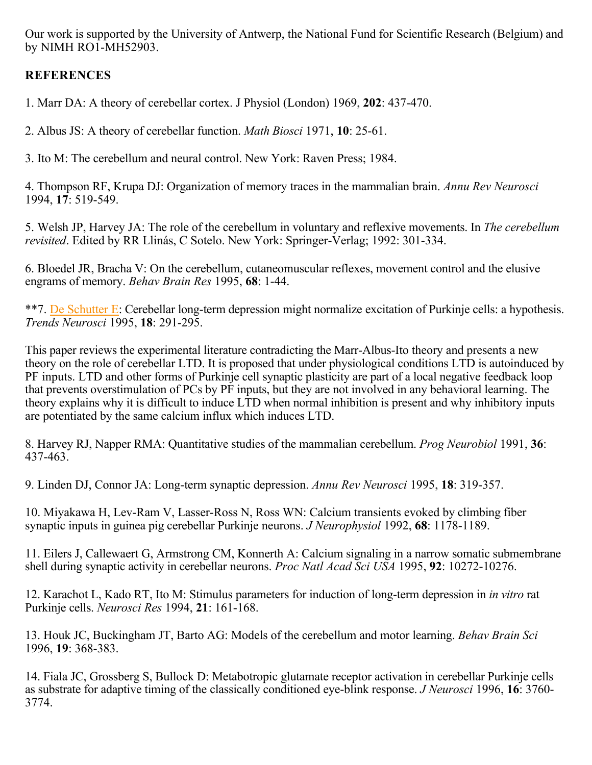Our work is supported by the University of Antwerp, the National Fund for Scientific Research (Belgium) and by NIMH RO1-MH52903.

## REFERENCES

1. Marr DA: A theory of cerebellar cortex. J Physiol (London) 1969, **202**: 437-470.

2. Albus JS: A theory of cerebellar function. *Math Biosci* 1971, **10**: 25-61.

3. Ito M: The cerebellum and neural control. New York: Raven Press; 1984.

4. Thompson RF, Krupa DJ: Organization of memory traces in the mammalian brain. *Annu Rev Neurosci* 1994, **17**: 519-549.

5. Welsh JP, Harvey JA: The role of the cerebellum in voluntary and reflexive movements. In *The cerebellum revisited*. Edited by RR Llinás, C Sotelo. New York: Springer-Verlag; 1992: 301-334.

6. Bloedel JR, Bracha V: On the cerebellum, cutaneomuscular reflexes, movement control and the elusive engrams of memory. *Behav Brain Res* 1995, **68**: 1-44.

**7. De Schutter E: Cerebellar long-term depression might normalize excitation of Purkinje cells: a hypothesis. *Trends Neurosci* 1995, **18**: 291-295.

This paper reviews the experimental literature contradicting the Marr-Albus-Ito theory and presents a new theory on the role of cerebellar LTD. It is proposed that under physiological conditions LTD is autoinduced by PF inputs. LTD and other forms of Purkinje cell synaptic plasticity are part of a local negative feedback loop that prevents overstimulation of PCs by PF inputs, but they are not involved in any behavioral learning. The theory explains why it is difficult to induce LTD when normal inhibition is present and why inhibitory inputs are potentiated by the same calcium influx which induces LTD.

8. Harvey RJ, Napper RMA: Quantitative studies of the mammalian cerebellum. *Prog Neurobiol* 1991, **36**: 437-463.

9. Linden DJ, Connor JA: Long-term synaptic depression. *Annu Rev Neurosci* 1995, **18**: 319-357.

10. Miyakawa H, Lev-Ram V, Lasser-Ross N, Ross WN: Calcium transients evoked by climbing fiber synaptic inputs in guinea pig cerebellar Purkinje neurons. *J Neurophysiol* 1992, **68**: 1178-1189.

11. Eilers J, Callewaert G, Armstrong CM, Konnerth A: Calcium signaling in a narrow somatic submembrane shell during synaptic activity in cerebellar neurons. *Proc Natl Acad Sci USA* 1995, **92**: 10272-10276.

12. Karachot L, Kado RT, Ito M: Stimulus parameters for induction of long-term depression in *in vitro* rat Purkinje cells. *Neurosci Res* 1994, **21**: 161-168.

13. Houk JC, Buckingham JT, Barto AG: Models of the cerebellum and motor learning. *Behav Brain Sci* 1996, **19**: 368-383.

14. Fiala JC, Grossberg S, Bullock D: Metabotropic glutamate receptor activation in cerebellar Purkinje cells as substrate for adaptive timing of the classically conditioned eye-blink response. *J Neurosci* 1996, **16**: 3760-3774.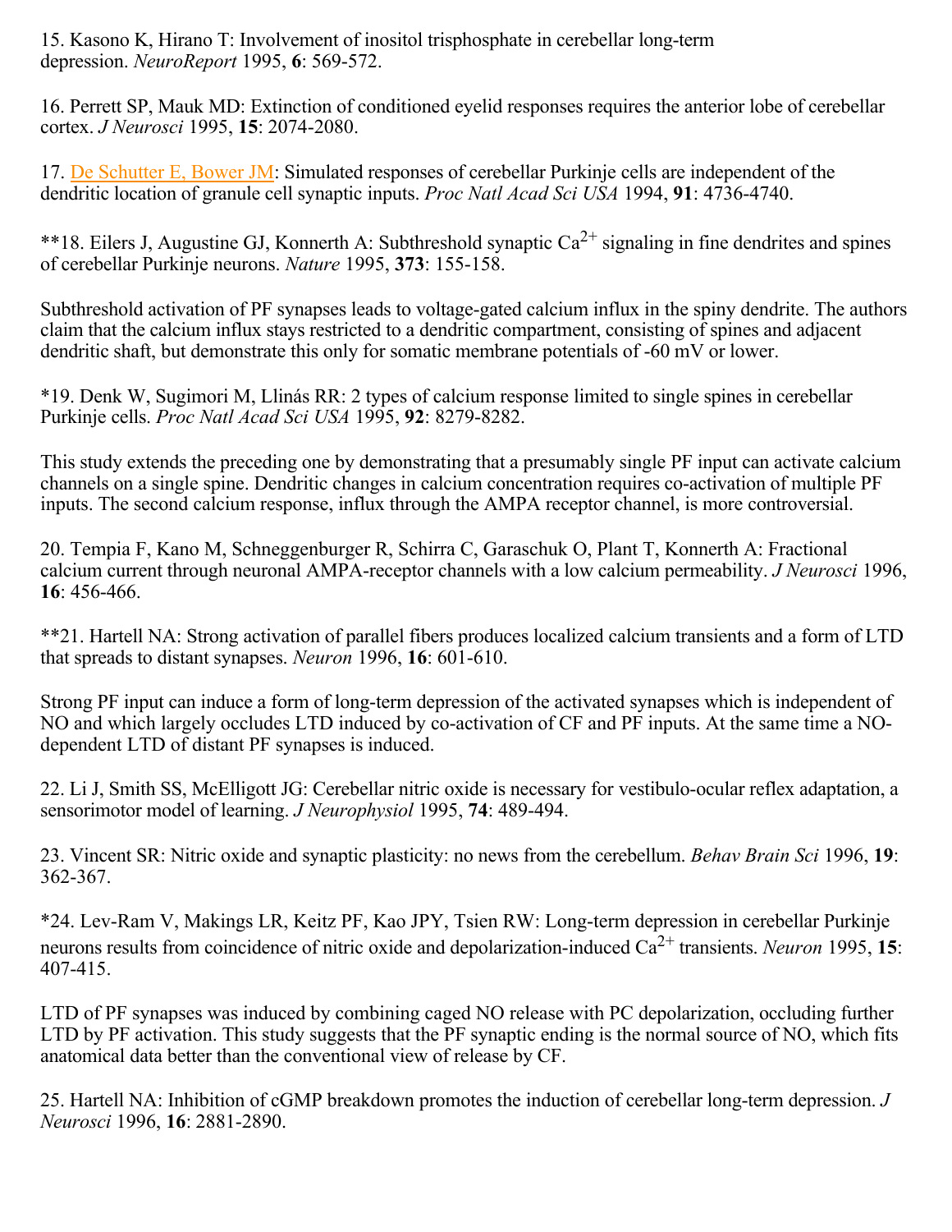15. Kasono K, Hirano T: Involvement of inositol trisphosphate in cerebellar long-term depression. *NeuroReport* 1995, **6**: 569-572.

16. Perrett SP, Mauk MD: Extinction of conditioned eyelid responses requires the anterior lobe of cerebellar cortex. *J Neurosci* 1995, **15**: 2074-2080.

17. De Schutter E, Bower JM: Simulated responses of cerebellar Purkinje cells are independent of the dendritic location of granule cell synaptic inputs. *Proc Natl Acad Sci USA* 1994, **91**: 4736-4740.

**18. Eilers J, Augustine GJ, Konnerth A: Subthreshold synaptic $Ca^{2+}$ signaling in fine dendrites and spines of cerebellar Purkinje neurons. *Nature* 1995, **373**: 155-158.

Subthreshold activation of PF synapses leads to voltage-gated calcium influx in the spiny dendrite. The authors claim that the calcium influx stays restricted to a dendritic compartment, consisting of spines and adjacent dendritic shaft, but demonstrate this only for somatic membrane potentials of -60 mV or lower.

*19. Denk W, Sugimori M, Llinás RR: 2 types of calcium response limited to single spines in cerebellar Purkinje cells. *Proc Natl Acad Sci USA* 1995, **92**: 8279-8282.

This study extends the preceding one by demonstrating that a presumably single PF input can activate calcium channels on a single spine. Dendritic changes in calcium concentration requires co-activation of multiple PF inputs. The second calcium response, influx through the AMPA receptor channel, is more controversial.

20. Tempia F, Kano M, Schneggenburger R, Schirra C, Garaschuk O, Plant T, Konnerth A: Fractional calcium current through neuronal AMPA-receptor channels with a low calcium permeability. *J Neurosci* 1996, **16**: 456-466.

**21. Hartell NA: Strong activation of parallel fibers produces localized calcium transients and a form of LTD that spreads to distant synapses. *Neuron* 1996, **16**: 601-610.

Strong PF input can induce a form of long-term depression of the activated synapses which is independent of NO and which largely occludes LTD induced by co-activation of CF and PF inputs. At the same time a NO-dependent LTD of distant PF synapses is induced.

22. Li J, Smith SS, McElligott JG: Cerebellar nitric oxide is necessary for vestibulo-ocular reflex adaptation, a sensorimotor model of learning. *J Neurophysiol* 1995, **74**: 489-494.

23. Vincent SR: Nitric oxide and synaptic plasticity: no news from the cerebellum. *Behav Brain Sci* 1996, **19**: 362-367.

*24. Lev-Ram V, Makings LR, Keitz PF, Kao JPY, Tsien RW: Long-term depression in cerebellar Purkinje neurons results from coincidence of nitric oxide and depolarization-induced $Ca^{2+}$ transients. *Neuron* 1995, **15**: 407-415.

LTD of PF synapses was induced by combining caged NO release with PC depolarization, occluding further LTD by PF activation. This study suggests that the PF synaptic ending is the normal source of NO, which fits anatomical data better than the conventional view of release by CF.

25. Hartell NA: Inhibition of cGMP breakdown promotes the induction of cerebellar long-term depression. *J Neurosci* 1996, **16**: 2881-2890.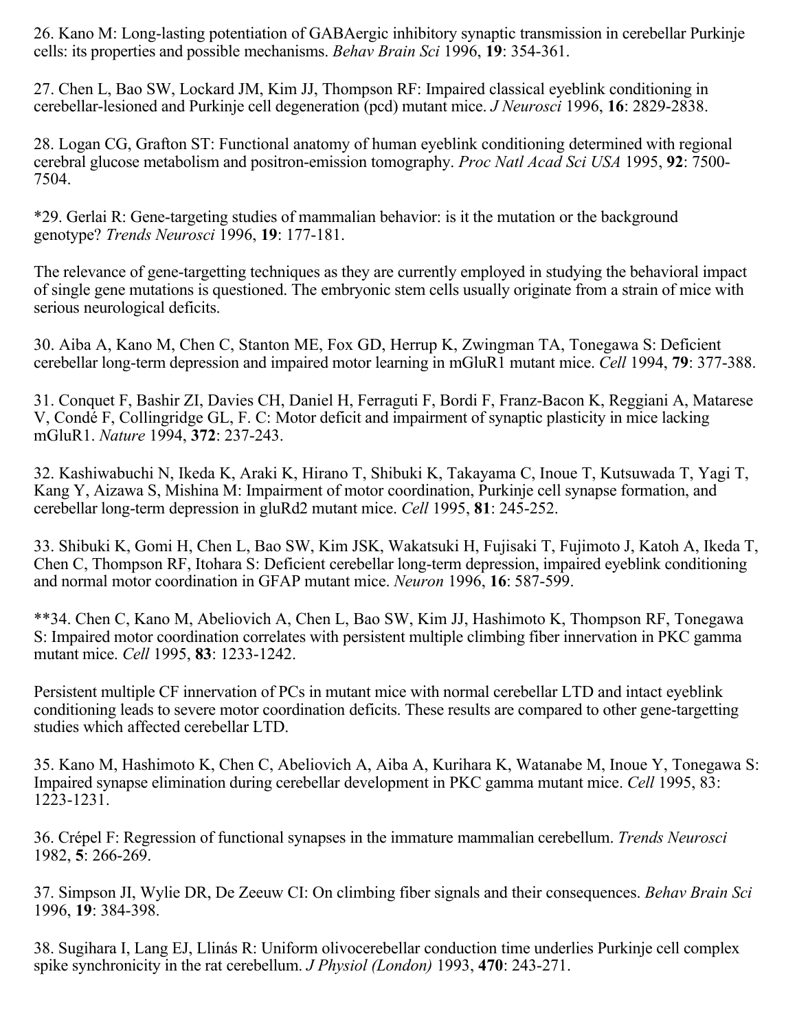26. Kano M: Long-lasting potentiation of GABAergic inhibitory synaptic transmission in cerebellar Purkinje cells: its properties and possible mechanisms. *Behav Brain Sci* 1996, **19**: 354-361.

27. Chen L, Bao SW, Lockard JM, Kim JJ, Thompson RF: Impaired classical eyeblink conditioning in cerebellar-lesioned and Purkinje cell degeneration (pcd) mutant mice. *J Neurosci* 1996, **16**: 2829-2838.

28. Logan CG, Grafton ST: Functional anatomy of human eyeblink conditioning determined with regional cerebral glucose metabolism and positron-emission tomography. *Proc Natl Acad Sci USA* 1995, **92**: 7500-7504.

*29. Gerlai R: Gene-targeting studies of mammalian behavior: is it the mutation or the background genotype? *Trends Neurosci* 1996, **19**: 177-181.

The relevance of gene-targetting techniques as they are currently employed in studying the behavioral impact of single gene mutations is questioned. The embryonic stem cells usually originate from a strain of mice with serious neurological deficits.

30. Aiba A, Kano M, Chen C, Stanton ME, Fox GD, Herrup K, Zwingman TA, Tonegawa S: Deficient cerebellar long-term depression and impaired motor learning in mGluR1 mutant mice. *Cell* 1994, **79**: 377-388.

31. Conquet F, Bashir ZI, Davies CH, Daniel H, Ferraguti F, Bordi F, Franz-Bacon K, Reggiani A, Matarese V, Condé F, Collingridge GL, F. C: Motor deficit and impairment of synaptic plasticity in mice lacking mGluR1. *Nature* 1994, **372**: 237-243.

32. Kashiwabuchi N, Ikeda K, Araki K, Hirano T, Shibuki K, Takayama C, Inoue T, Kutsuwada T, Yagi T, Kang Y, Aizawa S, Mishina M: Impairment of motor coordination, Purkinje cell synapse formation, and cerebellar long-term depression in gluRd2 mutant mice. *Cell* 1995, **81**: 245-252.

33. Shibuki K, Gomi H, Chen L, Bao SW, Kim JSK, Wakatsuki H, Fujisaki T, Fujimoto J, Katoh A, Ikeda T, Chen C, Thompson RF, Itohara S: Deficient cerebellar long-term depression, impaired eyeblink conditioning and normal motor coordination in GFAP mutant mice. *Neuron* 1996, **16**: 587-599.

**34. Chen C, Kano M, Abeliovich A, Chen L, Bao SW, Kim JJ, Hashimoto K, Thompson RF, Tonegawa S: Impaired motor coordination correlates with persistent multiple climbing fiber innervation in PKC gamma mutant mice. *Cell* 1995, **83**: 1233-1242.

Persistent multiple CF innervation of PCs in mutant mice with normal cerebellar LTD and intact eyeblink conditioning leads to severe motor coordination deficits. These results are compared to other gene-targetting studies which affected cerebellar LTD.

35. Kano M, Hashimoto K, Chen C, Abeliovich A, Aiba A, Kurihara K, Watanabe M, Inoue Y, Tonegawa S: Impaired synapse elimination during cerebellar development in PKC gamma mutant mice. *Cell* 1995, 83: 1223-1231.

36. Crépel F: Regression of functional synapses in the immature mammalian cerebellum. *Trends Neurosci* 1982, **5**: 266-269.

37. Simpson JI, Wylie DR, De Zeeuw CI: On climbing fiber signals and their consequences. *Behav Brain Sci* 1996, **19**: 384-398.

38. Sugihara I, Lang EJ, Llinás R: Uniform olivocerebellar conduction time underlies Purkinje cell complex spike synchronicity in the rat cerebellum. *J Physiol (London)* 1993, **470**: 243-271.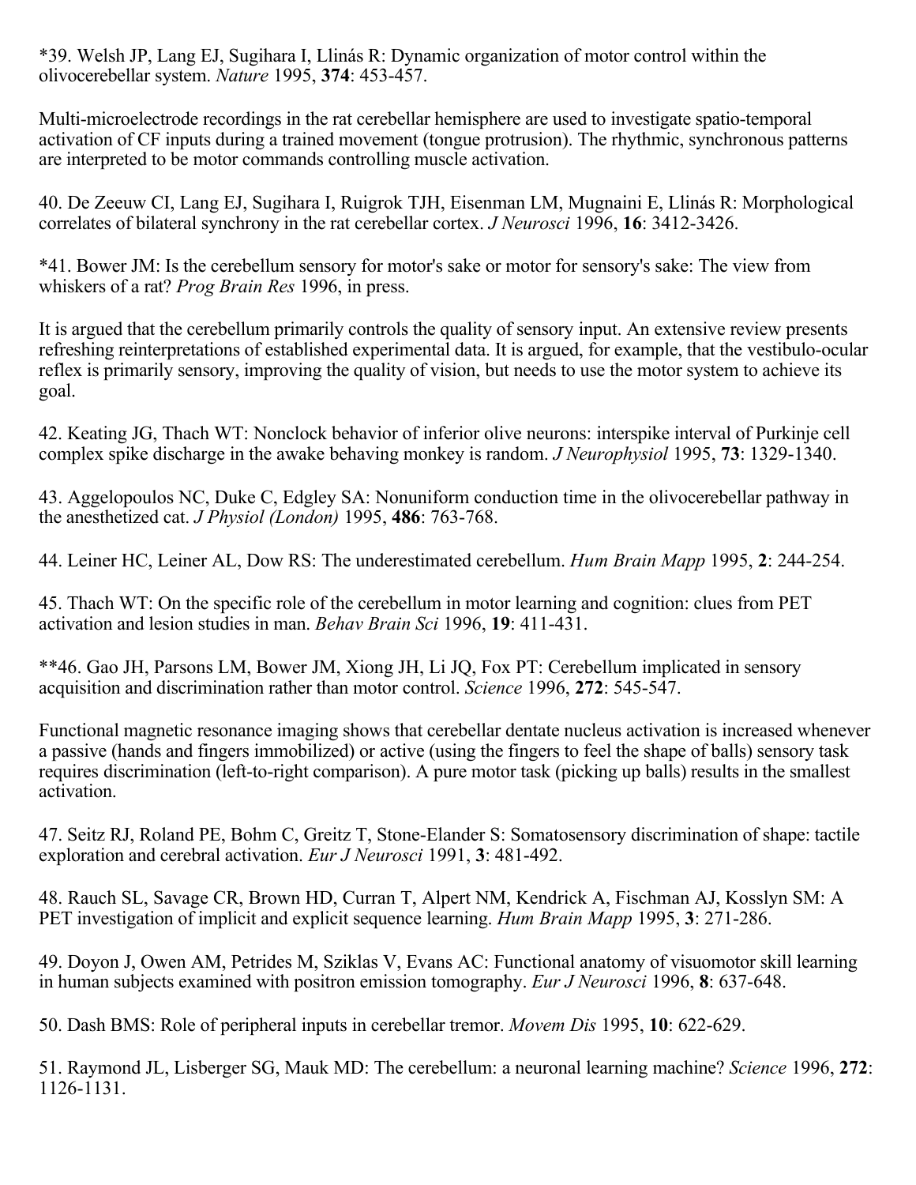*39. Welsh JP, Lang EJ, Sugihara I, Llinás R: Dynamic organization of motor control within the olivocerebellar system. *Nature* 1995, **374**: 453-457.

Multi-microelectrode recordings in the rat cerebellar hemisphere are used to investigate spatio-temporal activation of CF inputs during a trained movement (tongue protrusion). The rhythmic, synchronous patterns are interpreted to be motor commands controlling muscle activation.

40. De Zeeuw CI, Lang EJ, Sugihara I, Ruigrok TJH, Eisenman LM, Mugnaini E, Llinás R: Morphological correlates of bilateral synchrony in the rat cerebellar cortex. *J Neurosci* 1996, **16**: 3412-3426.

*41. Bower JM: Is the cerebellum sensory for motor's sake or motor for sensory's sake: The view from whiskers of a rat? *Prog Brain Res* 1996, in press.

It is argued that the cerebellum primarily controls the quality of sensory input. An extensive review presents refreshing reinterpretations of established experimental data. It is argued, for example, that the vestibulo-ocular reflex is primarily sensory, improving the quality of vision, but needs to use the motor system to achieve its goal.

42. Keating JG, Thach WT: Nonclock behavior of inferior olive neurons: interspike interval of Purkinje cell complex spike discharge in the awake behaving monkey is random. *J Neurophysiol* 1995, **73**: 1329-1340.

43. Aggelopoulos NC, Duke C, Edgley SA: Nonuniform conduction time in the olivocerebellar pathway in the anesthetized cat. *J Physiol (London)* 1995, **486**: 763-768.

44. Leiner HC, Leiner AL, Dow RS: The underestimated cerebellum. *Hum Brain Mapp* 1995, **2**: 244-254.

45. Thach WT: On the specific role of the cerebellum in motor learning and cognition: clues from PET activation and lesion studies in man. *Behav Brain Sci* 1996, **19**: 411-431.

**46. Gao JH, Parsons LM, Bower JM, Xiong JH, Li JQ, Fox PT: Cerebellum implicated in sensory acquisition and discrimination rather than motor control. *Science* 1996, **272**: 545-547.

Functional magnetic resonance imaging shows that cerebellar dentate nucleus activation is increased whenever a passive (hands and fingers immobilized) or active (using the fingers to feel the shape of balls) sensory task requires discrimination (left-to-right comparison). A pure motor task (picking up balls) results in the smallest activation.

47. Seitz RJ, Roland PE, Bohm C, Greitz T, Stone-Elander S: Somatosensory discrimination of shape: tactile exploration and cerebral activation. *Eur J Neurosci* 1991, **3**: 481-492.

48. Rauch SL, Savage CR, Brown HD, Curran T, Alpert NM, Kendrick A, Fischman AJ, Kosslyn SM: A PET investigation of implicit and explicit sequence learning. *Hum Brain Mapp* 1995, **3**: 271-286.

49. Doyon J, Owen AM, Petrides M, Sziklas V, Evans AC: Functional anatomy of visuomotor skill learning in human subjects examined with positron emission tomography. *Eur J Neurosci* 1996, **8**: 637-648.

50. Dash BMS: Role of peripheral inputs in cerebellar tremor. *Movem Dis* 1995, **10**: 622-629.

51. Raymond JL, Lisberger SG, Mauk MD: The cerebellum: a neuronal learning machine? *Science* 1996, **272**: 1126-1131.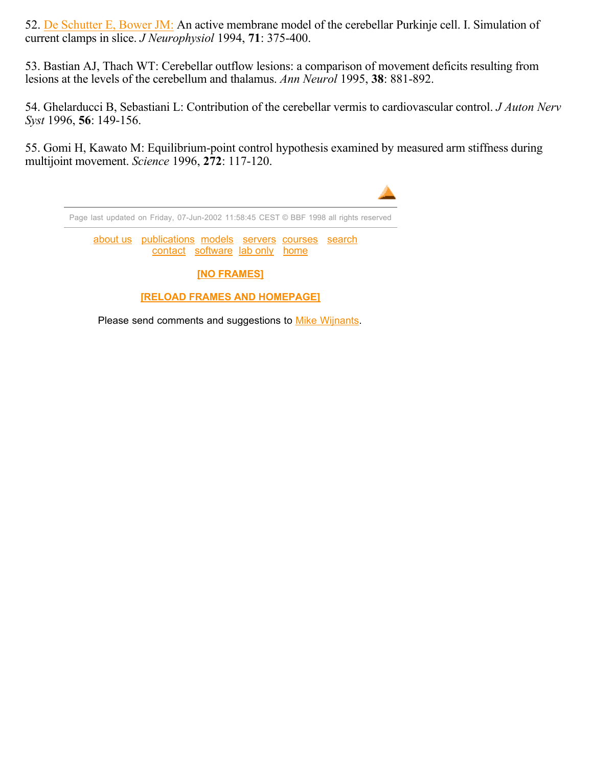52. De Schutter E, Bower JM: An active membrane model of the cerebellar Purkinje cell. I. Simulation of current clamps in slice. *J Neurophysiol* 1994, **71**: 375-400.

53. Bastian AJ, Thach WT: Cerebellar outflow lesions: a comparison of movement deficits resulting from lesions at the levels of the cerebellum and thalamus. *Ann Neurol* 1995, **38**: 881-892.

54. Ghelarducci B, Sebastiani L: Contribution of the cerebellar vermis to cardiovascular control. *J Auton Nerv Syst* 1996, **56**: 149-156.

55. Gomi H, Kawato M: Equilibrium-point control hypothesis examined by measured arm stiffness during multijoint movement. *Science* 1996, **272**: 117-120.

Page last updated on Friday, 07-Jun-2002 11:58:45 CEST © BBF 1998 all rights reserved

about us publications models servers courses search contact software lab only home

**[NO FRAMES]**

**[RELOAD FRAMES AND HOMEPAGE]**

Please send comments and suggestions to Mike Wijnants.